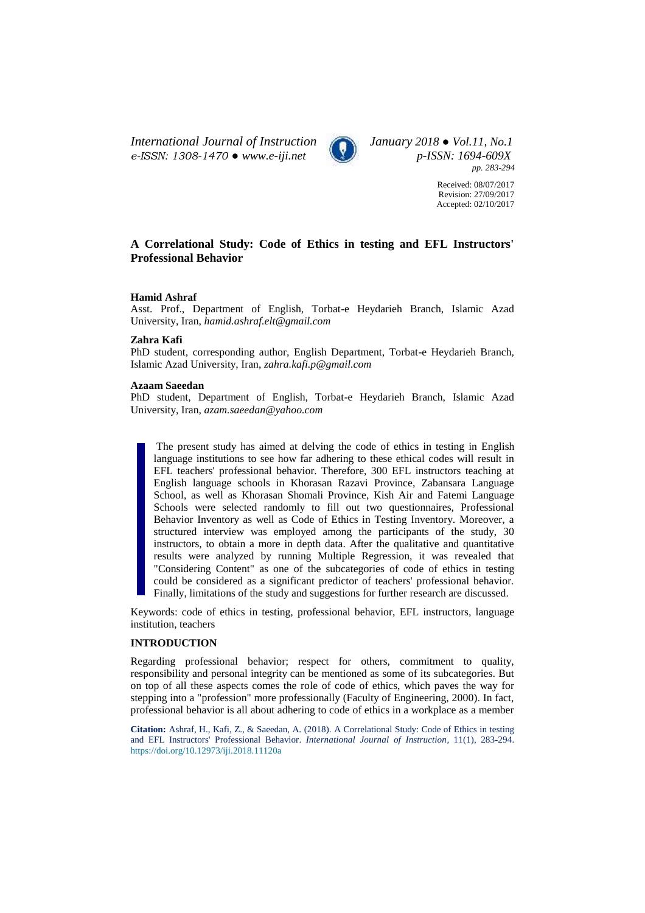Received: 08/07/2017
Revision: 27/09/2017
Accepted: 02/10/2017

# A Correlational Study: Code of Ethics in testing and EFL Instructors' Professional Behavior

**Hamid Ashraf**
Asst. Prof., Department of English, Torbat-e Heydarieh Branch, Islamic Azad University, Iran, *hamid.ashraf.elt@gmail.com*

**Zahra Kafi**
PhD student, corresponding author, English Department, Torbat-e Heydarieh Branch, Islamic Azad University, Iran, *zahra.kafi.p@gmail.com*

**Azaam Saeedan**
PhD student, Department of English, Torbat-e Heydarieh Branch, Islamic Azad University, Iran, *azam.saeedan@yahoo.com*

The present study has aimed at delving the code of ethics in testing in English language institutions to see how far adhering to these ethical codes will result in EFL teachers' professional behavior. Therefore, 300 EFL instructors teaching at English language schools in Khorasan Razavi Province, Zabansara Language School, as well as Khorasan Shomali Province, Kish Air and Fatemi Language Schools were selected randomly to fill out two questionnaires, Professional Behavior Inventory as well as Code of Ethics in Testing Inventory. Moreover, a structured interview was employed among the participants of the study, 30 instructors, to obtain a more in depth data. After the qualitative and quantitative results were analyzed by running Multiple Regression, it was revealed that "Considering Content" as one of the subcategories of code of ethics in testing could be considered as a significant predictor of teachers' professional behavior. Finally, limitations of the study and suggestions for further research are discussed.

Keywords: code of ethics in testing, professional behavior, EFL instructors, language institution, teachers

## INTRODUCTION

Regarding professional behavior; respect for others, commitment to quality, responsibility and personal integrity can be mentioned as some of its subcategories. But on top of all these aspects comes the role of code of ethics, which paves the way for stepping into a "profession" more professionally (Faculty of Engineering, 2000). In fact, professional behavior is all about adhering to code of ethics in a workplace as a member

**Citation:** Ashraf, H., Kafi, Z., & Saeedan, A. (2018). A Correlational Study: Code of Ethics in testing and EFL Instructors' Professional Behavior. *International Journal of Instruction*, 11(1), 283-294. https://doi.org/10.12973/iji.2018.11120a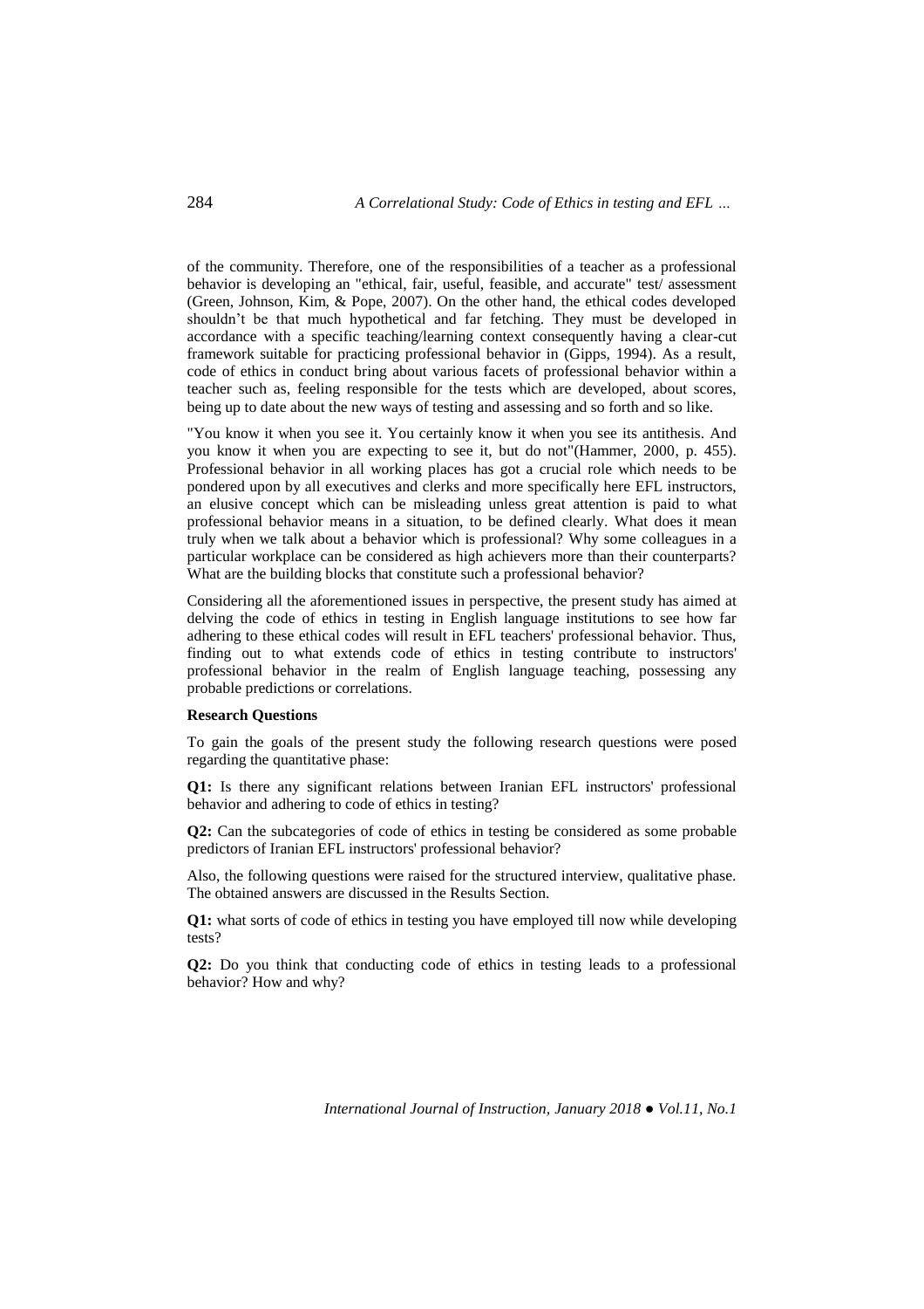of the community. Therefore, one of the responsibilities of a teacher as a professional behavior is developing an "ethical, fair, useful, feasible, and accurate" test/ assessment (Green, Johnson, Kim, & Pope, 2007). On the other hand, the ethical codes developed shouldn't be that much hypothetical and far fetching. They must be developed in accordance with a specific teaching/learning context consequently having a clear-cut framework suitable for practicing professional behavior in (Gipps, 1994). As a result, code of ethics in conduct bring about various facets of professional behavior within a teacher such as, feeling responsible for the tests which are developed, about scores, being up to date about the new ways of testing and assessing and so forth and so like.

"You know it when you see it. You certainly know it when you see its antithesis. And you know it when you are expecting to see it, but do not"(Hammer, 2000, p. 455). Professional behavior in all working places has got a crucial role which needs to be pondered upon by all executives and clerks and more specifically here EFL instructors, an elusive concept which can be misleading unless great attention is paid to what professional behavior means in a situation, to be defined clearly. What does it mean truly when we talk about a behavior which is professional? Why some colleagues in a particular workplace can be considered as high achievers more than their counterparts? What are the building blocks that constitute such a professional behavior?

Considering all the aforementioned issues in perspective, the present study has aimed at delving the code of ethics in testing in English language institutions to see how far adhering to these ethical codes will result in EFL teachers' professional behavior. Thus, finding out to what extends code of ethics in testing contribute to instructors' professional behavior in the realm of English language teaching, possessing any probable predictions or correlations.

**Research Questions**

To gain the goals of the present study the following research questions were posed regarding the quantitative phase:

**Q1:** Is there any significant relations between Iranian EFL instructors' professional behavior and adhering to code of ethics in testing?

**Q2:** Can the subcategories of code of ethics in testing be considered as some probable predictors of Iranian EFL instructors' professional behavior?

Also, the following questions were raised for the structured interview, qualitative phase. The obtained answers are discussed in the Results Section.

**Q1:** what sorts of code of ethics in testing you have employed till now while developing tests?

**Q2:** Do you think that conducting code of ethics in testing leads to a professional behavior? How and why?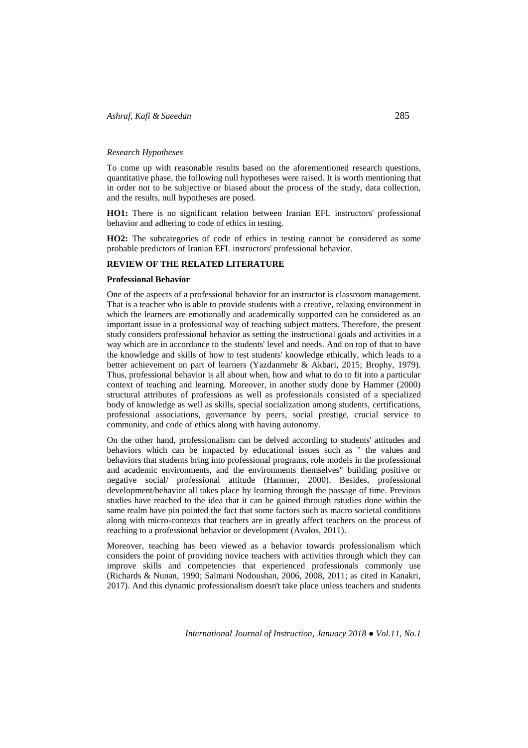*Research Hypotheses*

To come up with reasonable results based on the aforementioned research questions, quantitative phase, the following null hypotheses were raised. It is worth mentioning that in order not to be subjective or biased about the process of the study, data collection, and the results, null hypotheses are posed.

**HO1:** There is no significant relation between Iranian EFL instructors' professional behavior and adhering to code of ethics in testing.

**HO2:** The subcategories of code of ethics in testing cannot be considered as some probable predictors of Iranian EFL instructors' professional behavior.

## REVIEW OF THE RELATED LITERATURE

### Professional Behavior

One of the aspects of a professional behavior for an instructor is classroom management. That is a teacher who is able to provide students with a creative, relaxing environment in which the learners are emotionally and academically supported can be considered as an important issue in a professional way of teaching subject matters. Therefore, the present study considers professional behavior as setting the instructional goals and activities in a way which are in accordance to the students' level and needs. And on top of that to have the knowledge and skills of how to test students' knowledge ethically, which leads to a better achievement on part of learners (Yazdanmehr & Akbari, 2015; Brophy, 1979). Thus, professional behavior is all about when, how and what to do to fit into a particular context of teaching and learning. Moreover, in another study done by Hammer (2000) structural attributes of professions as well as professionals consisted of a specialized body of knowledge as well as skills, special socialization among students, certifications, professional associations, governance by peers, social prestige, crucial service to community, and code of ethics along with having autonomy.

On the other hand, professionalism can be delved according to students' attitudes and behaviors which can be impacted by educational issues such as " the values and behaviors that students bring into professional programs, role models in the professional and academic environments, and the environments themselves" building positive or negative social/ professional attitude (Hammer, 2000). Besides, professional development/behavior all takes place by learning through the passage of time. Previous studies have reached to the idea that it can be gained through rstudies done within the same realm have pin pointed the fact that some factors such as macro societal conditions along with micro-contexts that teachers are in greatly affect teachers on the process of reaching to a professional behavior or development (Avalos, 2011).

Moreover, teaching has been viewed as a behavior towards professionalism which considers the point of providing novice teachers with activities through which they can improve skills and competencies that experienced professionals commonly use (Richards & Nunan, 1990; Salmani Nodoushan, 2006, 2008, 2011; as cited in Kanakri, 2017). And this dynamic professionalism doesn't take place unless teachers and students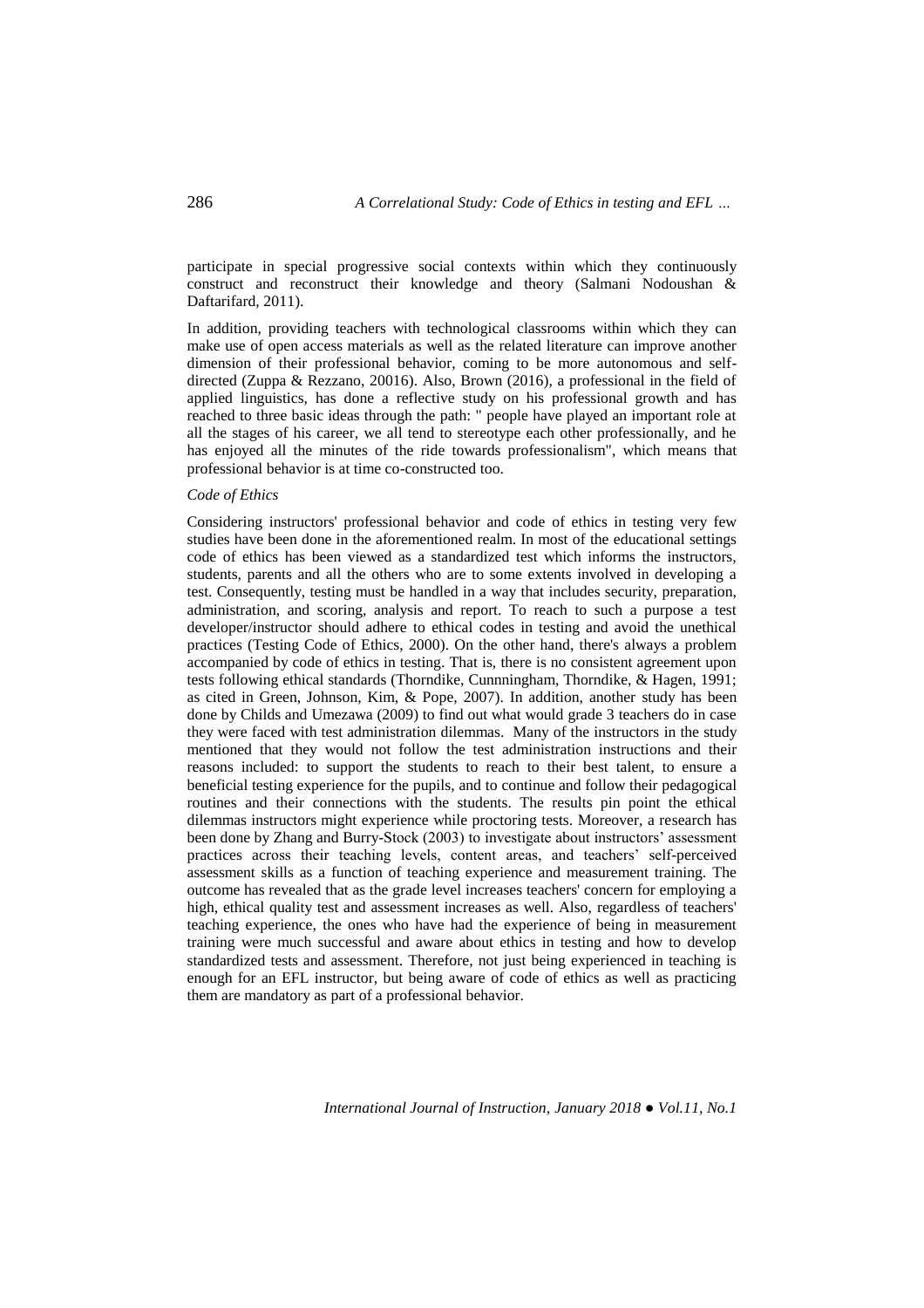participate in special progressive social contexts within which they continuously construct and reconstruct their knowledge and theory (Salmani Nodoushan & Daftarifard, 2011).

In addition, providing teachers with technological classrooms within which they can make use of open access materials as well as the related literature can improve another dimension of their professional behavior, coming to be more autonomous and self-directed (Zuppa & Rezzano, 20016). Also, Brown (2016), a professional in the field of applied linguistics, has done a reflective study on his professional growth and has reached to three basic ideas through the path: " people have played an important role at all the stages of his career, we all tend to stereotype each other professionally, and he has enjoyed all the minutes of the ride towards professionalism", which means that professional behavior is at time co-constructed too.

*Code of Ethics*

Considering instructors' professional behavior and code of ethics in testing very few studies have been done in the aforementioned realm. In most of the educational settings code of ethics has been viewed as a standardized test which informs the instructors, students, parents and all the others who are to some extents involved in developing a test. Consequently, testing must be handled in a way that includes security, preparation, administration, and scoring, analysis and report. To reach to such a purpose a test developer/instructor should adhere to ethical codes in testing and avoid the unethical practices (Testing Code of Ethics, 2000). On the other hand, there's always a problem accompanied by code of ethics in testing. That is, there is no consistent agreement upon tests following ethical standards (Thorndike, Cunnningham, Thorndike, & Hagen, 1991; as cited in Green, Johnson, Kim, & Pope, 2007). In addition, another study has been done by Childs and Umezawa (2009) to find out what would grade 3 teachers do in case they were faced with test administration dilemmas. Many of the instructors in the study mentioned that they would not follow the test administration instructions and their reasons included: to support the students to reach to their best talent, to ensure a beneficial testing experience for the pupils, and to continue and follow their pedagogical routines and their connections with the students. The results pin point the ethical dilemmas instructors might experience while proctoring tests. Moreover, a research has been done by Zhang and Burry-Stock (2003) to investigate about instructors' assessment practices across their teaching levels, content areas, and teachers' self-perceived assessment skills as a function of teaching experience and measurement training. The outcome has revealed that as the grade level increases teachers' concern for employing a high, ethical quality test and assessment increases as well. Also, regardless of teachers' teaching experience, the ones who have had the experience of being in measurement training were much successful and aware about ethics in testing and how to develop standardized tests and assessment. Therefore, not just being experienced in teaching is enough for an EFL instructor, but being aware of code of ethics as well as practicing them are mandatory as part of a professional behavior.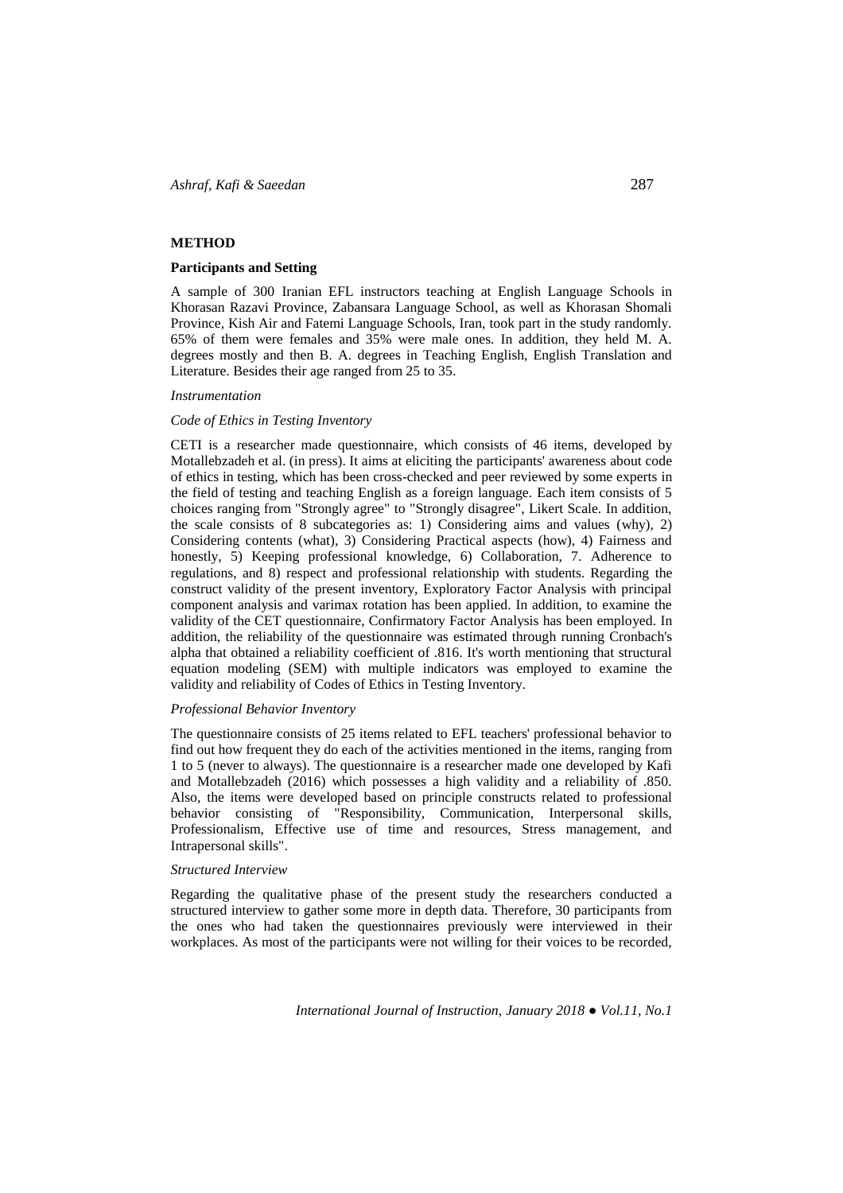## METHOD

### Participants and Setting

A sample of 300 Iranian EFL instructors teaching at English Language Schools in Khorasan Razavi Province, Zabansara Language School, as well as Khorasan Shomali Province, Kish Air and Fatemi Language Schools, Iran, took part in the study randomly. 65% of them were females and 35% were male ones. In addition, they held M. A. degrees mostly and then B. A. degrees in Teaching English, English Translation and Literature. Besides their age ranged from 25 to 35.

*Instrumentation*

*Code of Ethics in Testing Inventory*

CETI is a researcher made questionnaire, which consists of 46 items, developed by Motallebzadeh et al. (in press). It aims at eliciting the participants' awareness about code of ethics in testing, which has been cross-checked and peer reviewed by some experts in the field of testing and teaching English as a foreign language. Each item consists of 5 choices ranging from "Strongly agree" to "Strongly disagree", Likert Scale. In addition, the scale consists of 8 subcategories as: 1) Considering aims and values (why), 2) Considering contents (what), 3) Considering Practical aspects (how), 4) Fairness and honestly, 5) Keeping professional knowledge, 6) Collaboration, 7. Adherence to regulations, and 8) respect and professional relationship with students. Regarding the construct validity of the present inventory, Exploratory Factor Analysis with principal component analysis and varimax rotation has been applied. In addition, to examine the validity of the CET questionnaire, Confirmatory Factor Analysis has been employed. In addition, the reliability of the questionnaire was estimated through running Cronbach's alpha that obtained a reliability coefficient of .816. It's worth mentioning that structural equation modeling (SEM) with multiple indicators was employed to examine the validity and reliability of Codes of Ethics in Testing Inventory.

*Professional Behavior Inventory*

The questionnaire consists of 25 items related to EFL teachers' professional behavior to find out how frequent they do each of the activities mentioned in the items, ranging from 1 to 5 (never to always). The questionnaire is a researcher made one developed by Kafi and Motallebzadeh (2016) which possesses a high validity and a reliability of .850. Also, the items were developed based on principle constructs related to professional behavior consisting of "Responsibility, Communication, Interpersonal skills, Professionalism, Effective use of time and resources, Stress management, and Intrapersonal skills".

*Structured Interview*

Regarding the qualitative phase of the present study the researchers conducted a structured interview to gather some more in depth data. Therefore, 30 participants from the ones who had taken the questionnaires previously were interviewed in their workplaces. As most of the participants were not willing for their voices to be recorded,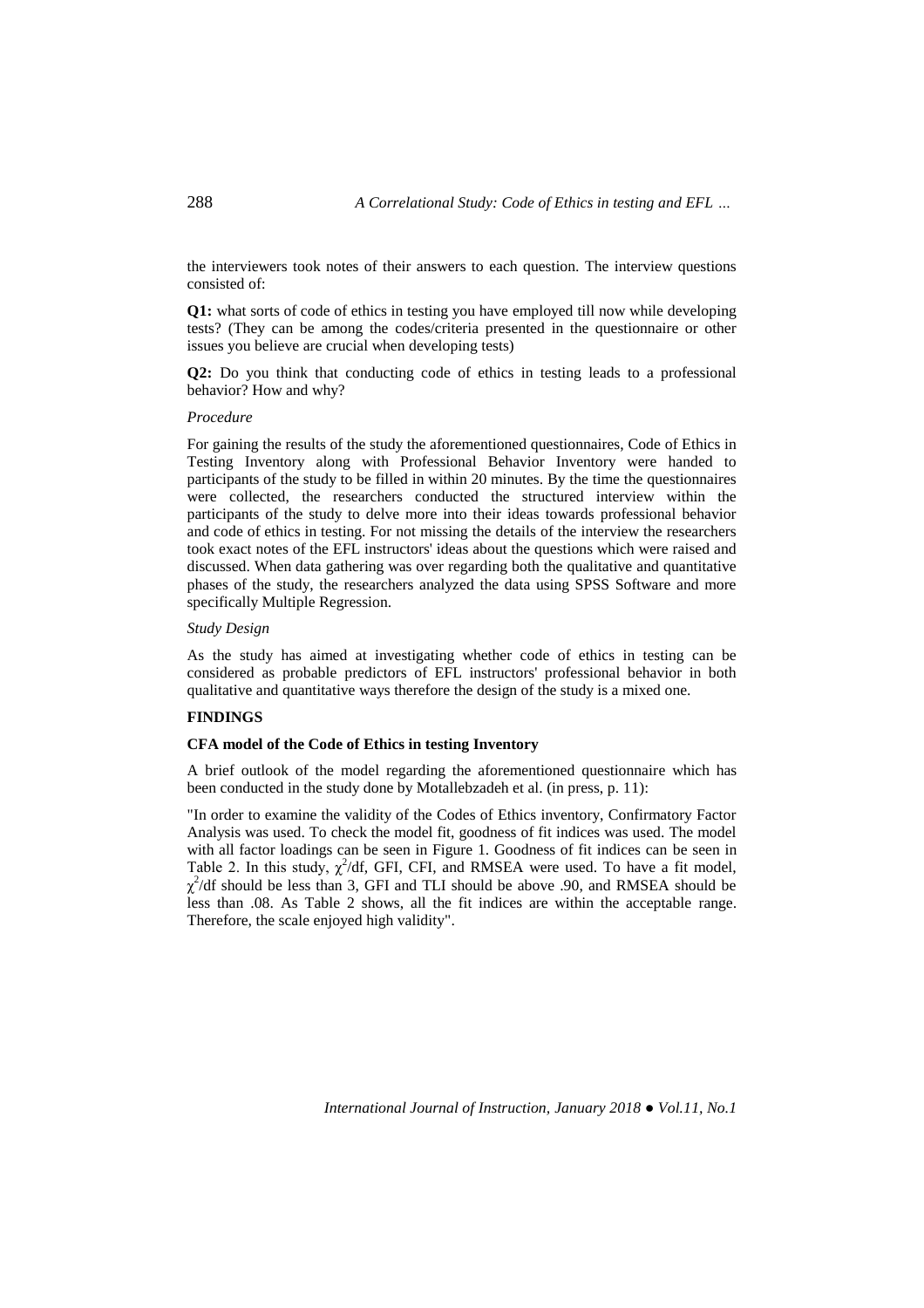the interviewers took notes of their answers to each question. The interview questions consisted of:

**Q1:** what sorts of code of ethics in testing you have employed till now while developing tests? (They can be among the codes/criteria presented in the questionnaire or other issues you believe are crucial when developing tests)

**Q2:** Do you think that conducting code of ethics in testing leads to a professional behavior? How and why?

*Procedure*

For gaining the results of the study the aforementioned questionnaires, Code of Ethics in Testing Inventory along with Professional Behavior Inventory were handed to participants of the study to be filled in within 20 minutes. By the time the questionnaires were collected, the researchers conducted the structured interview within the participants of the study to delve more into their ideas towards professional behavior and code of ethics in testing. For not missing the details of the interview the researchers took exact notes of the EFL instructors' ideas about the questions which were raised and discussed. When data gathering was over regarding both the qualitative and quantitative phases of the study, the researchers analyzed the data using SPSS Software and more specifically Multiple Regression.

*Study Design*

As the study has aimed at investigating whether code of ethics in testing can be considered as probable predictors of EFL instructors' professional behavior in both qualitative and quantitative ways therefore the design of the study is a mixed one.

## FINDINGS

### CFA model of the Code of Ethics in testing Inventory

A brief outlook of the model regarding the aforementioned questionnaire which has been conducted in the study done by Motallebzadeh et al. (in press, p. 11):

"In order to examine the validity of the Codes of Ethics inventory, Confirmatory Factor Analysis was used. To check the model fit, goodness of fit indices was used. The model with all factor loadings can be seen in Figure 1. Goodness of fit indices can be seen in Table 2. In this study, $\chi^2$/df, GFI, CFI, and RMSEA were used. To have a fit model, $\chi^2$/df should be less than 3, GFI and TLI should be above .90, and RMSEA should be less than .08. As Table 2 shows, all the fit indices are within the acceptable range. Therefore, the scale enjoyed high validity".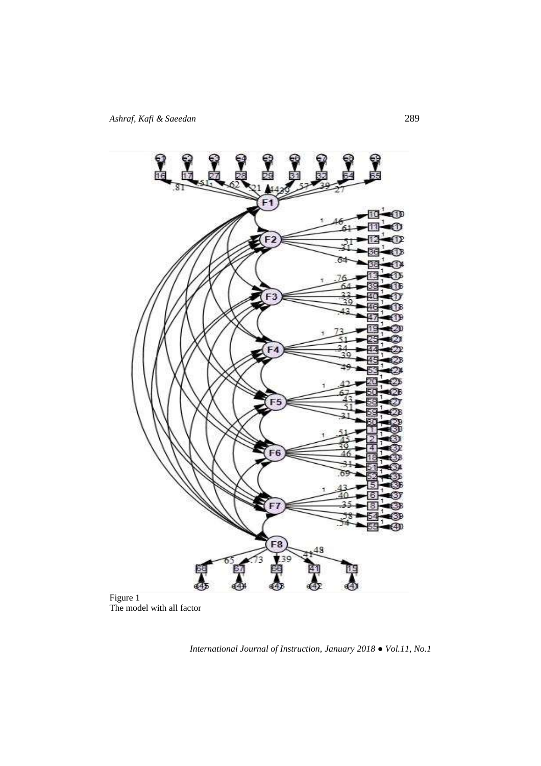F1

16 17 27 28 29 31 32 64 65

.81 .51 .62 .21 .44 .39 .57 .39 .27

F2

10 11 12 36 38

.46 .61 .51 .31 .64

F3

13 39 40 46 47

.76 .64 .33 .39 .43

F4

19 25 44 45 53

.73 .51 .34 .39 .49

F5

20 50 58 59 60

.42 .67 .43 .51 .31

F6

1 2 4 18 51 52

.51 .45 .39 .46 .31 .69

F7

5 6 8 54 55

.43 .40 .35 .58 .54

F8

68 67 66 41 15

.65 .73 .39 .41 .48

Figure 1
The model with all factor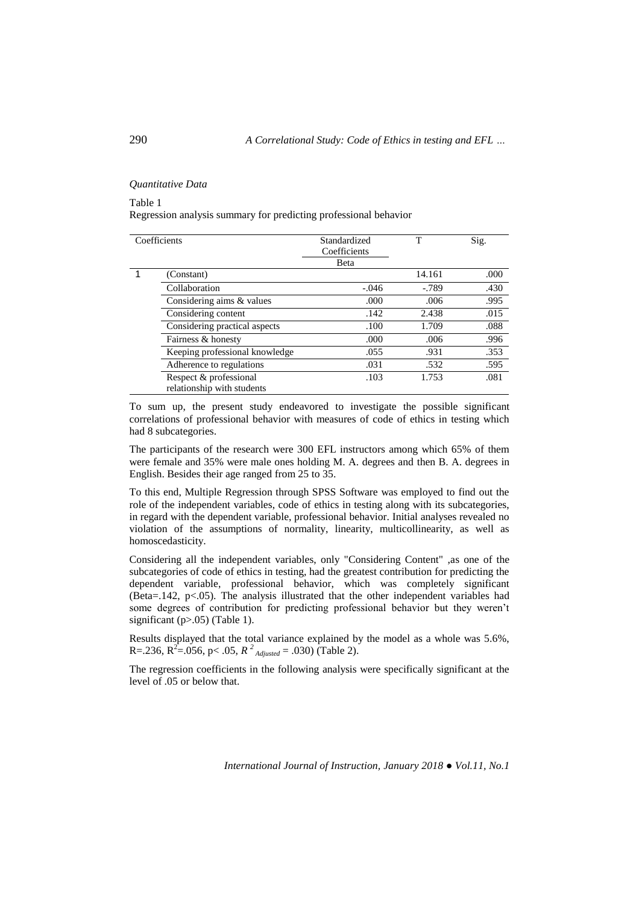*Quantitative Data*

Table 1
Regression analysis summary for predicting professional behavior

| Coefficients | | Standardized Coefficients | T | Sig. |
|---|---|---|---|---|
| | | Beta | | |
| 1 | (Constant) | | 14.161 | .000 |
| | Collaboration | -.046 | -.789 | .430 |
| | Considering aims & values | .000 | .006 | .995 |
| | Considering content | .142 | 2.438 | .015 |
| | Considering practical aspects | .100 | 1.709 | .088 |
| | Fairness & honesty | .000 | .006 | .996 |
| | Keeping professional knowledge | .055 | .931 | .353 |
| | Adherence to regulations | .031 | .532 | .595 |
| | Respect & professional relationship with students | .103 | 1.753 | .081 |

To sum up, the present study endeavored to investigate the possible significant correlations of professional behavior with measures of code of ethics in testing which had 8 subcategories.

The participants of the research were 300 EFL instructors among which 65% of them were female and 35% were male ones holding M. A. degrees and then B. A. degrees in English. Besides their age ranged from 25 to 35.

To this end, Multiple Regression through SPSS Software was employed to find out the role of the independent variables, code of ethics in testing along with its subcategories, in regard with the dependent variable, professional behavior. Initial analyses revealed no violation of the assumptions of normality, linearity, multicollinearity, as well as homoscedasticity.

Considering all the independent variables, only "Considering Content" ,as one of the subcategories of code of ethics in testing, had the greatest contribution for predicting the dependent variable, professional behavior, which was completely significant (Beta=.142, $p<.05$). The analysis illustrated that the other independent variables had some degrees of contribution for predicting professional behavior but they weren't significant ($p>.05$) (Table 1).

Results displayed that the total variance explained by the model as a whole was 5.6%, R=.236, $R^2$=.056, $p< .05$, $R^2_{Adjusted} = .030$) (Table 2).

The regression coefficients in the following analysis were specifically significant at the level of .05 or below that.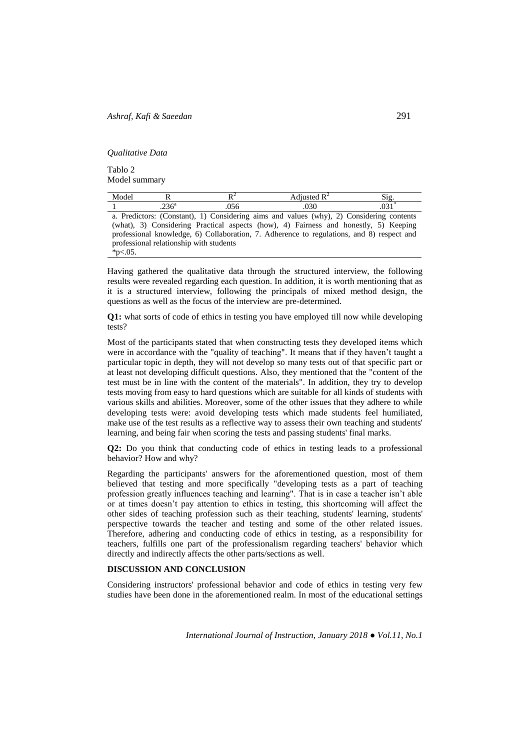*Qualitative Data*

Tablo 2
Model summary

| Model | R | $R^2$ | Adjusted $R^2$ | Sig. |
|---|---|---|---|---|
| 1 | .236[a] | .056 | .030 | .031* |

a. Predictors: (Constant), 1) Considering aims and values (why), 2) Considering contents (what), 3) Considering Practical aspects (how), 4) Fairness and honestly, 5) Keeping professional knowledge, 6) Collaboration, 7. Adherence to regulations, and 8) respect and professional relationship with students
*p<.05.

Having gathered the qualitative data through the structured interview, the following results were revealed regarding each question. In addition, it is worth mentioning that as it is a structured interview, following the principals of mixed method design, the questions as well as the focus of the interview are pre-determined.

**Q1:** what sorts of code of ethics in testing you have employed till now while developing tests?

Most of the participants stated that when constructing tests they developed items which were in accordance with the "quality of teaching". It means that if they haven't taught a particular topic in depth, they will not develop so many tests out of that specific part or at least not developing difficult questions. Also, they mentioned that the "content of the test must be in line with the content of the materials". In addition, they try to develop tests moving from easy to hard questions which are suitable for all kinds of students with various skills and abilities. Moreover, some of the other issues that they adhere to while developing tests were: avoid developing tests which made students feel humiliated, make use of the test results as a reflective way to assess their own teaching and students' learning, and being fair when scoring the tests and passing students' final marks.

**Q2:** Do you think that conducting code of ethics in testing leads to a professional behavior? How and why?

Regarding the participants' answers for the aforementioned question, most of them believed that testing and more specifically "developing tests as a part of teaching profession greatly influences teaching and learning". That is in case a teacher isn't able or at times doesn't pay attention to ethics in testing, this shortcoming will affect the other sides of teaching profession such as their teaching, students' learning, students' perspective towards the teacher and testing and some of the other related issues. Therefore, adhering and conducting code of ethics in testing, as a responsibility for teachers, fulfills one part of the professionalism regarding teachers' behavior which directly and indirectly affects the other parts/sections as well.

## DISCUSSION AND CONCLUSION

Considering instructors' professional behavior and code of ethics in testing very few studies have been done in the aforementioned realm. In most of the educational settings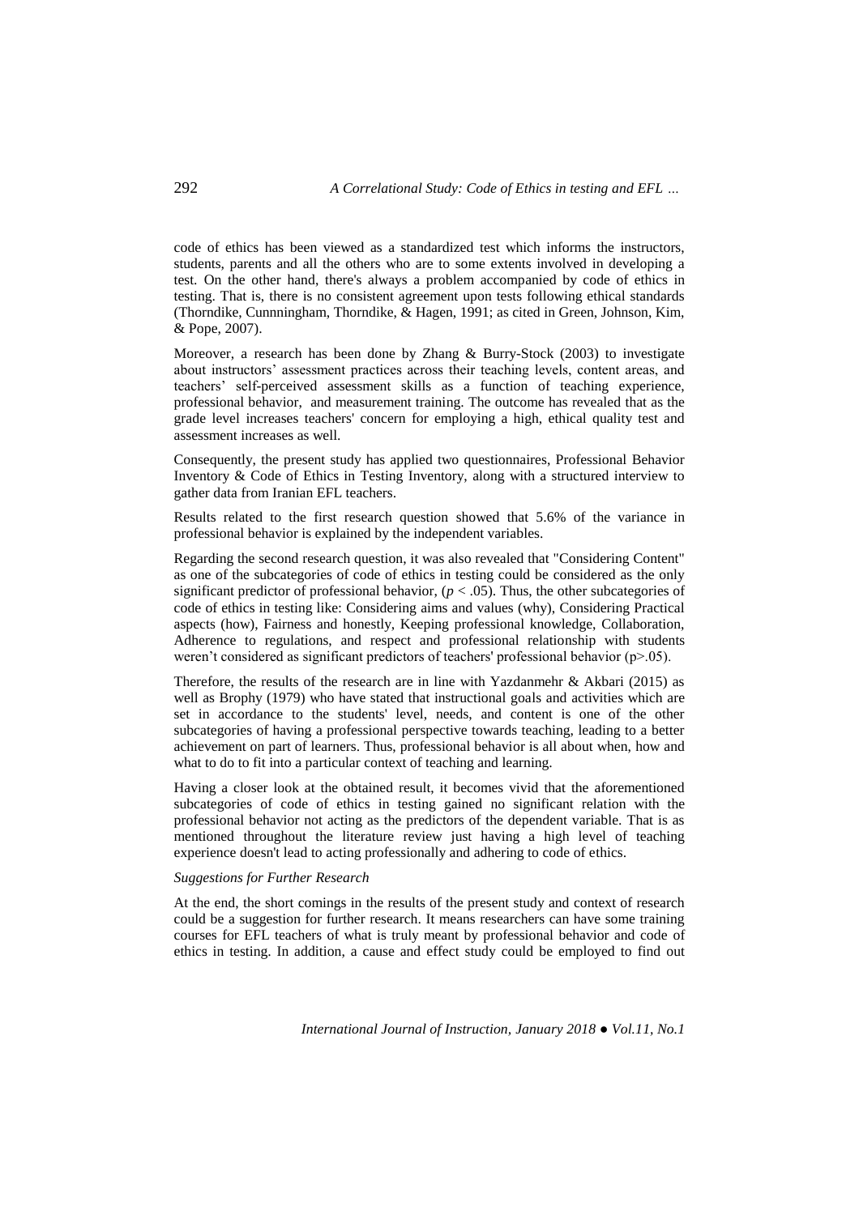code of ethics has been viewed as a standardized test which informs the instructors, students, parents and all the others who are to some extents involved in developing a test. On the other hand, there's always a problem accompanied by code of ethics in testing. That is, there is no consistent agreement upon tests following ethical standards (Thorndike, Cunnningham, Thorndike, & Hagen, 1991; as cited in Green, Johnson, Kim, & Pope, 2007).

Moreover, a research has been done by Zhang & Burry-Stock (2003) to investigate about instructors' assessment practices across their teaching levels, content areas, and teachers' self-perceived assessment skills as a function of teaching experience, professional behavior, and measurement training. The outcome has revealed that as the grade level increases teachers' concern for employing a high, ethical quality test and assessment increases as well.

Consequently, the present study has applied two questionnaires, Professional Behavior Inventory & Code of Ethics in Testing Inventory, along with a structured interview to gather data from Iranian EFL teachers.

Results related to the first research question showed that 5.6% of the variance in professional behavior is explained by the independent variables.

Regarding the second research question, it was also revealed that "Considering Content" as one of the subcategories of code of ethics in testing could be considered as the only significant predictor of professional behavior, ($p < .05$). Thus, the other subcategories of code of ethics in testing like: Considering aims and values (why), Considering Practical aspects (how), Fairness and honestly, Keeping professional knowledge, Collaboration, Adherence to regulations, and respect and professional relationship with students weren't considered as significant predictors of teachers' professional behavior ($p>.05$).

Therefore, the results of the research are in line with Yazdanmehr & Akbari (2015) as well as Brophy (1979) who have stated that instructional goals and activities which are set in accordance to the students' level, needs, and content is one of the other subcategories of having a professional perspective towards teaching, leading to a better achievement on part of learners. Thus, professional behavior is all about when, how and what to do to fit into a particular context of teaching and learning.

Having a closer look at the obtained result, it becomes vivid that the aforementioned subcategories of code of ethics in testing gained no significant relation with the professional behavior not acting as the predictors of the dependent variable. That is as mentioned throughout the literature review just having a high level of teaching experience doesn't lead to acting professionally and adhering to code of ethics.

*Suggestions for Further Research*

At the end, the short comings in the results of the present study and context of research could be a suggestion for further research. It means researchers can have some training courses for EFL teachers of what is truly meant by professional behavior and code of ethics in testing. In addition, a cause and effect study could be employed to find out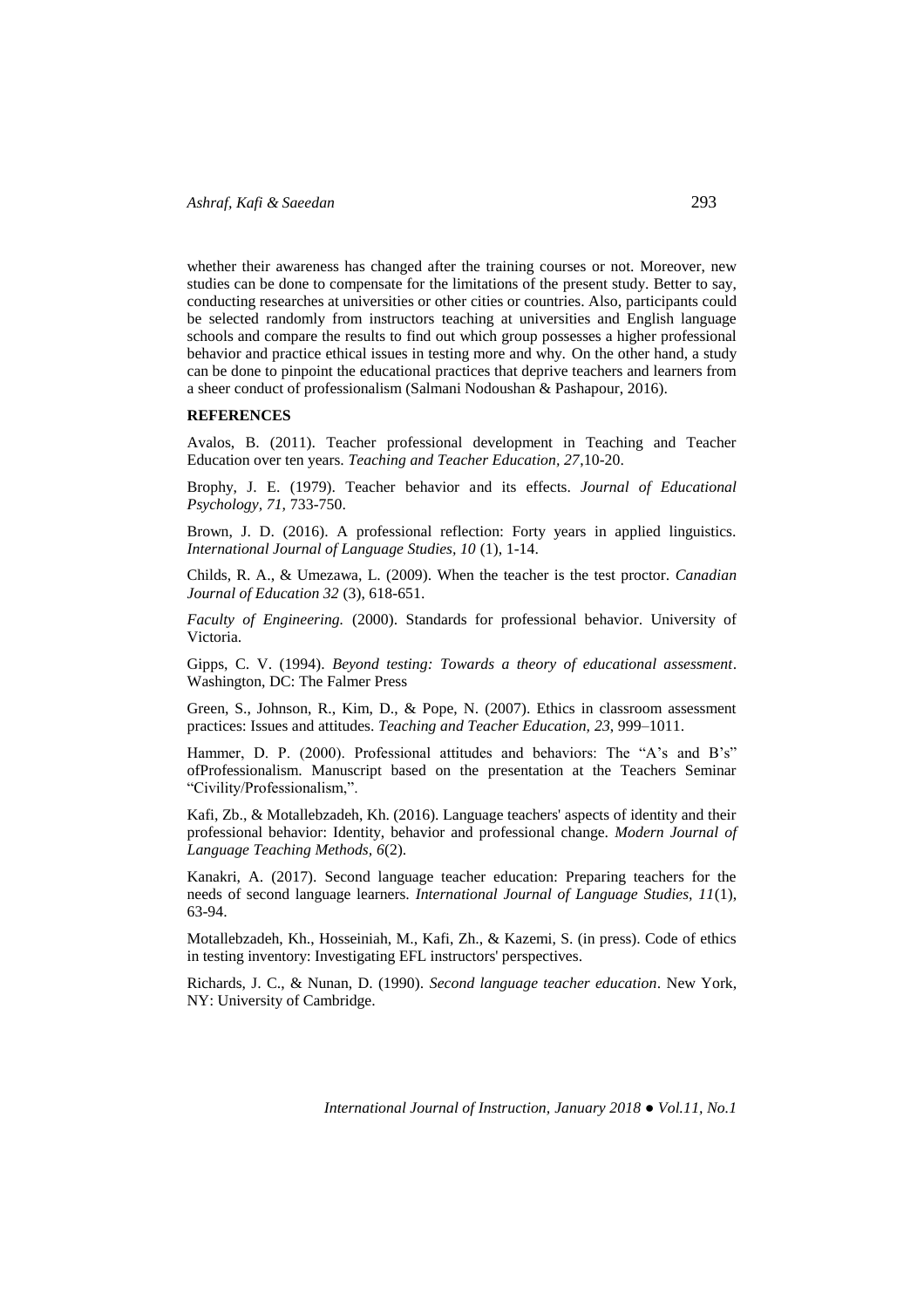whether their awareness has changed after the training courses or not. Moreover, new studies can be done to compensate for the limitations of the present study. Better to say, conducting researches at universities or other cities or countries. Also, participants could be selected randomly from instructors teaching at universities and English language schools and compare the results to find out which group possesses a higher professional behavior and practice ethical issues in testing more and why. On the other hand, a study can be done to pinpoint the educational practices that deprive teachers and learners from a sheer conduct of professionalism (Salmani Nodoushan & Pashapour, 2016).

**REFERENCES**

Avalos, B. (2011). Teacher professional development in Teaching and Teacher Education over ten years. *Teaching and Teacher Education, 27*,10-20.

Brophy, J. E. (1979). Teacher behavior and its effects. *Journal of Educational Psychology, 71,* 733-750.

Brown, J. D. (2016). A professional reflection: Forty years in applied linguistics. *International Journal of Language Studies, 10* (1), 1-14.

Childs, R. A., & Umezawa, L. (2009). When the teacher is the test proctor. *Canadian Journal of Education 32* (3), 618-651.

*Faculty of Engineering.* (2000). Standards for professional behavior. University of Victoria.

Gipps, C. V. (1994). *Beyond testing: Towards a theory of educational assessment*. Washington, DC: The Falmer Press

Green, S., Johnson, R., Kim, D., & Pope, N. (2007). Ethics in classroom assessment practices: Issues and attitudes. *Teaching and Teacher Education, 23,* 999–1011.

Hammer, D. P. (2000). Professional attitudes and behaviors: The "A's and B's" ofProfessionalism. Manuscript based on the presentation at the Teachers Seminar "Civility/Professionalism,".

Kafi, Zb., & Motallebzadeh, Kh. (2016). Language teachers' aspects of identity and their professional behavior: Identity, behavior and professional change. *Modern Journal of Language Teaching Methods, 6*(2).

Kanakri, A. (2017). Second language teacher education: Preparing teachers for the needs of second language learners. *International Journal of Language Studies, 11*(1), 63-94.

Motallebzadeh, Kh., Hosseiniah, M., Kafi, Zh., & Kazemi, S. (in press). Code of ethics in testing inventory: Investigating EFL instructors' perspectives.

Richards, J. C., & Nunan, D. (1990). *Second language teacher education*. New York, NY: University of Cambridge.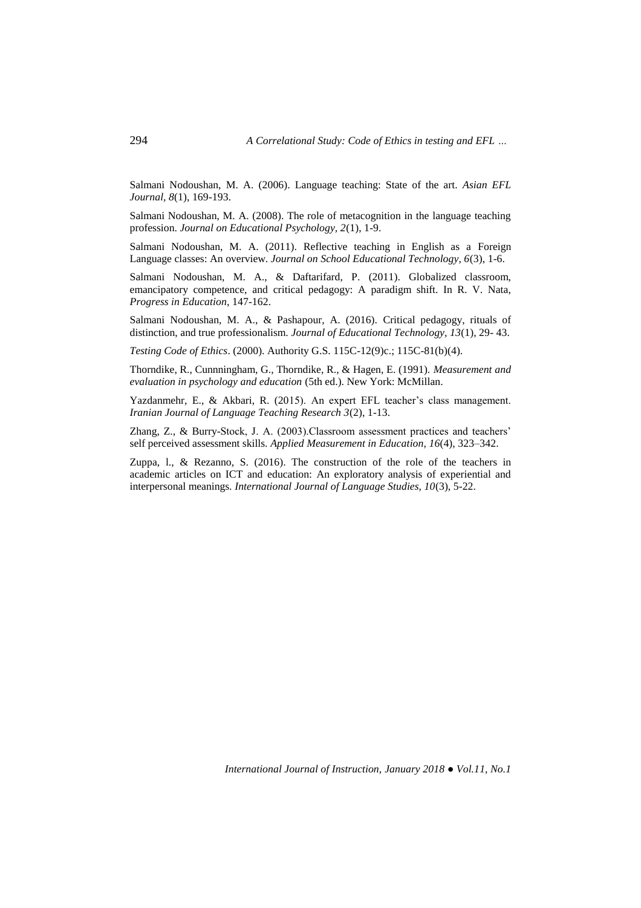Salmani Nodoushan, M. A. (2006). Language teaching: State of the art. *Asian EFL Journal, 8*(1), 169-193.

Salmani Nodoushan, M. A. (2008). The role of metacognition in the language teaching profession. *Journal on Educational Psychology, 2*(1), 1-9.

Salmani Nodoushan, M. A. (2011). Reflective teaching in English as a Foreign Language classes: An overview. *Journal on School Educational Technology, 6*(3), 1-6.

Salmani Nodoushan, M. A., & Daftarifard, P. (2011). Globalized classroom, emancipatory competence, and critical pedagogy: A paradigm shift. In R. V. Nata, *Progress in Education*, 147-162.

Salmani Nodoushan, M. A., & Pashapour, A. (2016). Critical pedagogy, rituals of distinction, and true professionalism. *Journal of Educational Technology, 13*(1), 29- 43.

*Testing Code of Ethics*. (2000). Authority G.S. 115C-12(9)c.; 115C-81(b)(4).

Thorndike, R., Cunnningham, G., Thorndike, R., & Hagen, E. (1991). *Measurement and evaluation in psychology and education* (5th ed.). New York: McMillan.

Yazdanmehr, E., & Akbari, R. (2015). An expert EFL teacher's class management. *Iranian Journal of Language Teaching Research 3*(2), 1-13.

Zhang, Z., & Burry-Stock, J. A. (2003).Classroom assessment practices and teachers' self perceived assessment skills. *Applied Measurement in Education, 16*(4), 323–342.

Zuppa, l., & Rezanno, S. (2016). The construction of the role of the teachers in academic articles on ICT and education: An exploratory analysis of experiential and interpersonal meanings. *International Journal of Language Studies, 10*(3), 5-22.